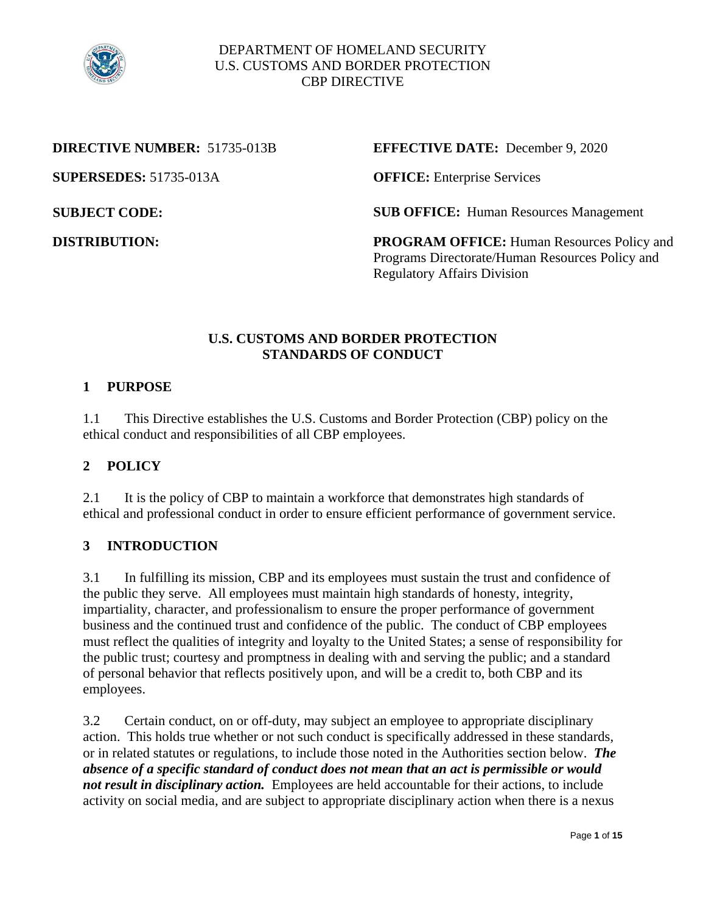DEPARTMENT OF HOMELAND SECURITY
U.S. CUSTOMS AND BORDER PROTECTION
CBP DIRECTIVE

**DIRECTIVE NUMBER:** 51735-013B

**EFFECTIVE DATE:** December 9, 2020

**SUPERSEDES:** 51735-013A

**OFFICE:** Enterprise Services

**SUBJECT CODE:**

**SUB OFFICE:** Human Resources Management

**DISTRIBUTION:**

**PROGRAM OFFICE:** Human Resources Policy and Programs Directorate/Human Resources Policy and Regulatory Affairs Division

# U.S. CUSTOMS AND BORDER PROTECTION STANDARDS OF CONDUCT

## 1 PURPOSE

1.1 This Directive establishes the U.S. Customs and Border Protection (CBP) policy on the ethical conduct and responsibilities of all CBP employees.

## 2 POLICY

2.1 It is the policy of CBP to maintain a workforce that demonstrates high standards of ethical and professional conduct in order to ensure efficient performance of government service.

## 3 INTRODUCTION

3.1 In fulfilling its mission, CBP and its employees must sustain the trust and confidence of the public they serve. All employees must maintain high standards of honesty, integrity, impartiality, character, and professionalism to ensure the proper performance of government business and the continued trust and confidence of the public. The conduct of CBP employees must reflect the qualities of integrity and loyalty to the United States; a sense of responsibility for the public trust; courtesy and promptness in dealing with and serving the public; and a standard of personal behavior that reflects positively upon, and will be a credit to, both CBP and its employees.

3.2 Certain conduct, on or off-duty, may subject an employee to appropriate disciplinary action. This holds true whether or not such conduct is specifically addressed in these standards, or in related statutes or regulations, to include those noted in the Authorities section below. ***The absence of a specific standard of conduct does not mean that an act is permissible or would not result in disciplinary action.*** Employees are held accountable for their actions, to include activity on social media, and are subject to appropriate disciplinary action when there is a nexus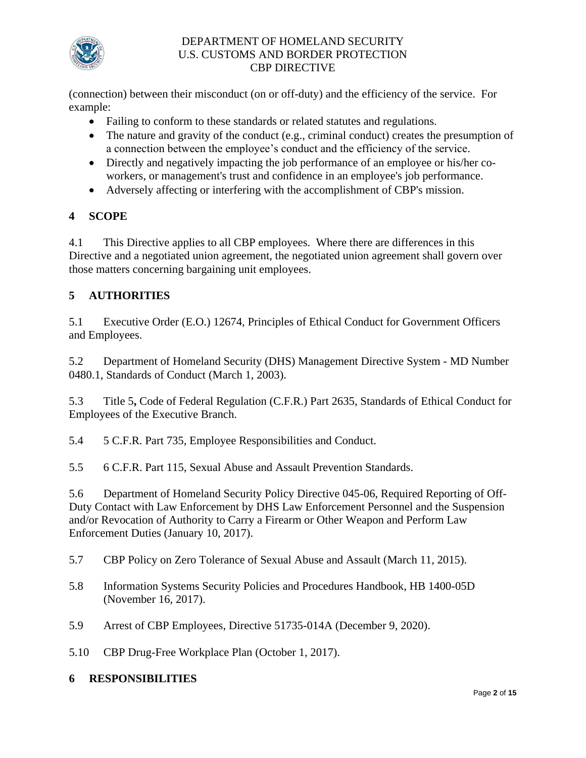(connection) between their misconduct (on or off-duty) and the efficiency of the service. For example:

- Failing to conform to these standards or related statutes and regulations.
- The nature and gravity of the conduct (e.g., criminal conduct) creates the presumption of a connection between the employee's conduct and the efficiency of the service.
- Directly and negatively impacting the job performance of an employee or his/her co-workers, or management's trust and confidence in an employee's job performance.
- Adversely affecting or interfering with the accomplishment of CBP's mission.

## 4 SCOPE

4.1 This Directive applies to all CBP employees. Where there are differences in this Directive and a negotiated union agreement, the negotiated union agreement shall govern over those matters concerning bargaining unit employees.

## 5 AUTHORITIES

5.1 Executive Order (E.O.) 12674, Principles of Ethical Conduct for Government Officers and Employees.

5.2 Department of Homeland Security (DHS) Management Directive System - MD Number 0480.1, Standards of Conduct (March 1, 2003).

5.3 Title 5**,** Code of Federal Regulation (C.F.R.) Part 2635, Standards of Ethical Conduct for Employees of the Executive Branch.

5.4 5 C.F.R. Part 735, Employee Responsibilities and Conduct.

5.5 6 C.F.R. Part 115, Sexual Abuse and Assault Prevention Standards.

5.6 Department of Homeland Security Policy Directive 045-06, Required Reporting of Off-Duty Contact with Law Enforcement by DHS Law Enforcement Personnel and the Suspension and/or Revocation of Authority to Carry a Firearm or Other Weapon and Perform Law Enforcement Duties (January 10, 2017).

5.7 CBP Policy on Zero Tolerance of Sexual Abuse and Assault (March 11, 2015).

5.8 Information Systems Security Policies and Procedures Handbook, HB 1400-05D (November 16, 2017).

5.9 Arrest of CBP Employees, Directive 51735-014A (December 9, 2020).

5.10 CBP Drug-Free Workplace Plan (October 1, 2017).

## 6 RESPONSIBILITIES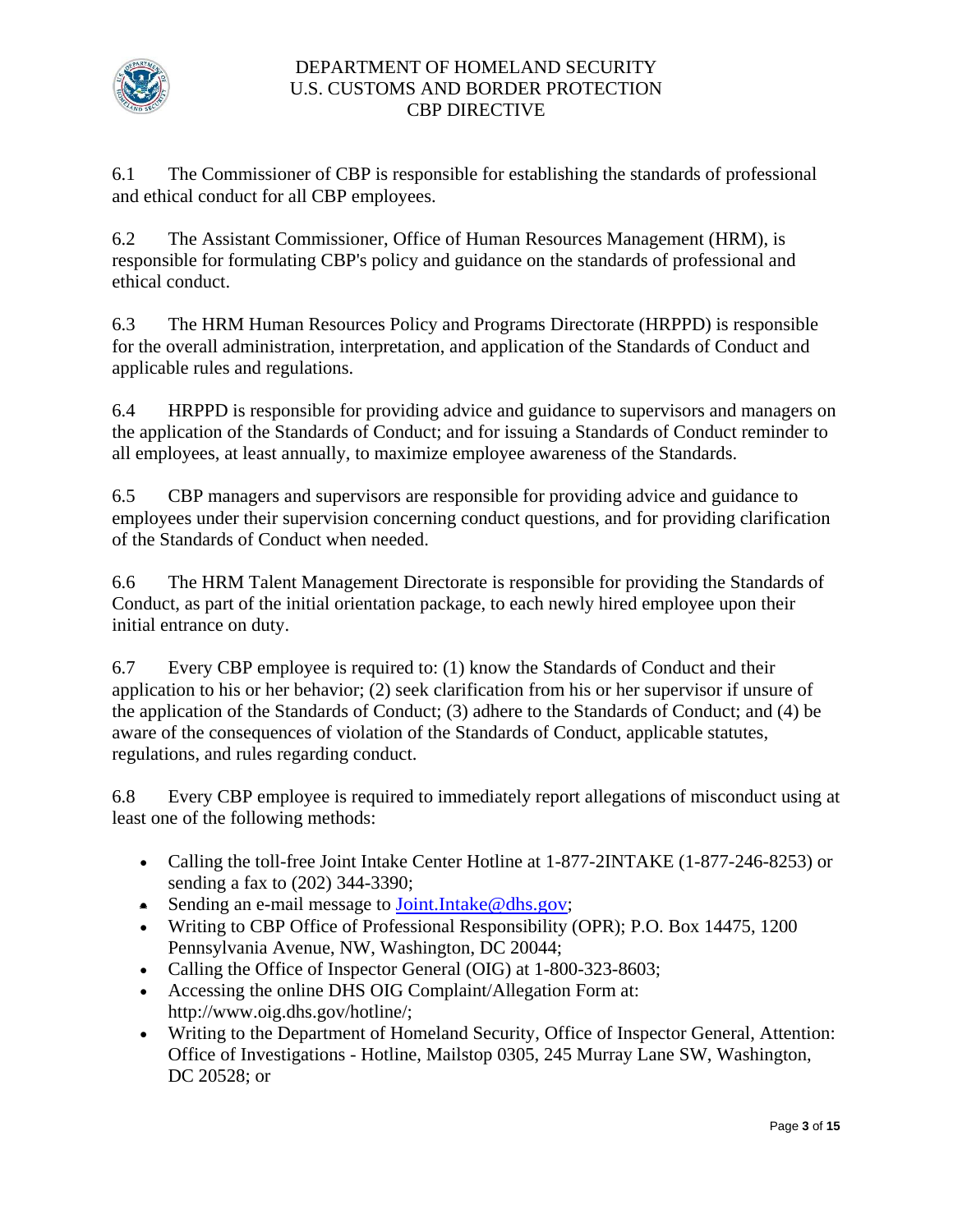6.1 The Commissioner of CBP is responsible for establishing the standards of professional and ethical conduct for all CBP employees.

6.2 The Assistant Commissioner, Office of Human Resources Management (HRM), is responsible for formulating CBP's policy and guidance on the standards of professional and ethical conduct.

6.3 The HRM Human Resources Policy and Programs Directorate (HRPPD) is responsible for the overall administration, interpretation, and application of the Standards of Conduct and applicable rules and regulations.

6.4 HRPPD is responsible for providing advice and guidance to supervisors and managers on the application of the Standards of Conduct; and for issuing a Standards of Conduct reminder to all employees, at least annually, to maximize employee awareness of the Standards.

6.5 CBP managers and supervisors are responsible for providing advice and guidance to employees under their supervision concerning conduct questions, and for providing clarification of the Standards of Conduct when needed.

6.6 The HRM Talent Management Directorate is responsible for providing the Standards of Conduct, as part of the initial orientation package, to each newly hired employee upon their initial entrance on duty.

6.7 Every CBP employee is required to: (1) know the Standards of Conduct and their application to his or her behavior; (2) seek clarification from his or her supervisor if unsure of the application of the Standards of Conduct; (3) adhere to the Standards of Conduct; and (4) be aware of the consequences of violation of the Standards of Conduct, applicable statutes, regulations, and rules regarding conduct.

6.8 Every CBP employee is required to immediately report allegations of misconduct using at least one of the following methods:

- Calling the toll-free Joint Intake Center Hotline at 1-877-2INTAKE (1-877-246-8253) or sending a fax to (202) 344-3390;
- Sending an e-mail message to Joint.Intake@dhs.gov;
- Writing to CBP Office of Professional Responsibility (OPR); P.O. Box 14475, 1200 Pennsylvania Avenue, NW, Washington, DC 20044;
- Calling the Office of Inspector General (OIG) at 1-800-323-8603;
- Accessing the online DHS OIG Complaint/Allegation Form at: http://www.oig.dhs.gov/hotline/;
- Writing to the Department of Homeland Security, Office of Inspector General, Attention: Office of Investigations - Hotline, Mailstop 0305, 245 Murray Lane SW, Washington, DC 20528; or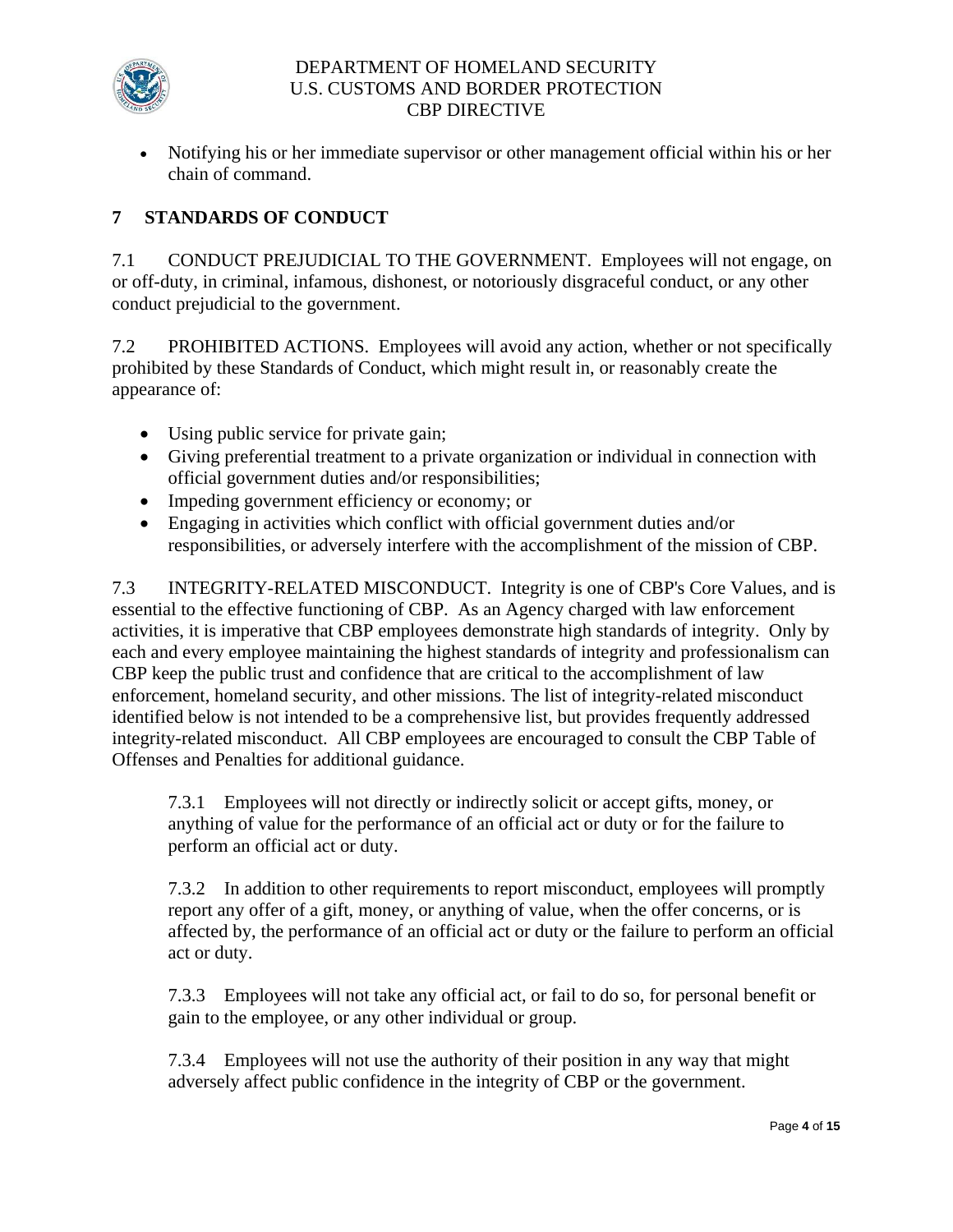- Notifying his or her immediate supervisor or other management official within his or her chain of command.

## 7 STANDARDS OF CONDUCT

7.1 CONDUCT PREJUDICIAL TO THE GOVERNMENT. Employees will not engage, on or off-duty, in criminal, infamous, dishonest, or notoriously disgraceful conduct, or any other conduct prejudicial to the government.

7.2 PROHIBITED ACTIONS. Employees will avoid any action, whether or not specifically prohibited by these Standards of Conduct, which might result in, or reasonably create the appearance of:

- Using public service for private gain;
- Giving preferential treatment to a private organization or individual in connection with official government duties and/or responsibilities;
- Impeding government efficiency or economy; or
- Engaging in activities which conflict with official government duties and/or responsibilities, or adversely interfere with the accomplishment of the mission of CBP.

7.3 INTEGRITY-RELATED MISCONDUCT. Integrity is one of CBP's Core Values, and is essential to the effective functioning of CBP. As an Agency charged with law enforcement activities, it is imperative that CBP employees demonstrate high standards of integrity. Only by each and every employee maintaining the highest standards of integrity and professionalism can CBP keep the public trust and confidence that are critical to the accomplishment of law enforcement, homeland security, and other missions. The list of integrity-related misconduct identified below is not intended to be a comprehensive list, but provides frequently addressed integrity-related misconduct. All CBP employees are encouraged to consult the CBP Table of Offenses and Penalties for additional guidance.

7.3.1 Employees will not directly or indirectly solicit or accept gifts, money, or anything of value for the performance of an official act or duty or for the failure to perform an official act or duty.

7.3.2 In addition to other requirements to report misconduct, employees will promptly report any offer of a gift, money, or anything of value, when the offer concerns, or is affected by, the performance of an official act or duty or the failure to perform an official act or duty.

7.3.3 Employees will not take any official act, or fail to do so, for personal benefit or gain to the employee, or any other individual or group.

7.3.4 Employees will not use the authority of their position in any way that might adversely affect public confidence in the integrity of CBP or the government.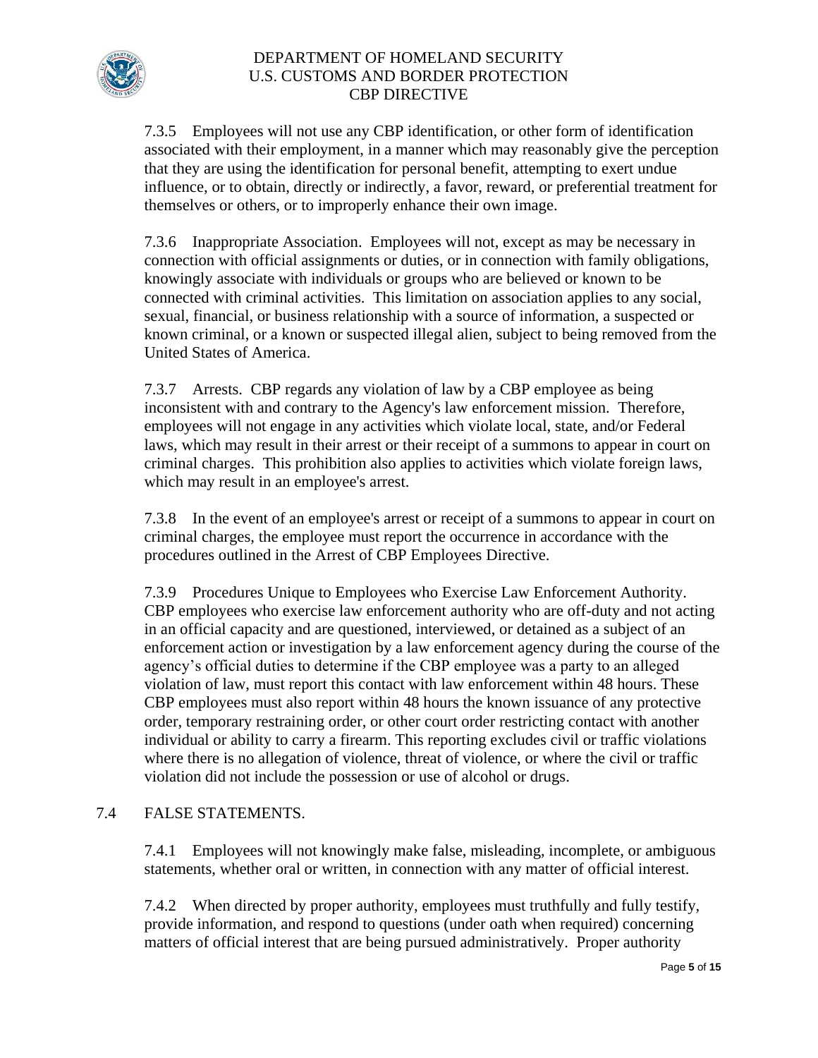7.3.5 Employees will not use any CBP identification, or other form of identification associated with their employment, in a manner which may reasonably give the perception that they are using the identification for personal benefit, attempting to exert undue influence, or to obtain, directly or indirectly, a favor, reward, or preferential treatment for themselves or others, or to improperly enhance their own image.

7.3.6 Inappropriate Association. Employees will not, except as may be necessary in connection with official assignments or duties, or in connection with family obligations, knowingly associate with individuals or groups who are believed or known to be connected with criminal activities. This limitation on association applies to any social, sexual, financial, or business relationship with a source of information, a suspected or known criminal, or a known or suspected illegal alien, subject to being removed from the United States of America.

7.3.7 Arrests. CBP regards any violation of law by a CBP employee as being inconsistent with and contrary to the Agency's law enforcement mission. Therefore, employees will not engage in any activities which violate local, state, and/or Federal laws, which may result in their arrest or their receipt of a summons to appear in court on criminal charges. This prohibition also applies to activities which violate foreign laws, which may result in an employee's arrest.

7.3.8 In the event of an employee's arrest or receipt of a summons to appear in court on criminal charges, the employee must report the occurrence in accordance with the procedures outlined in the Arrest of CBP Employees Directive.

7.3.9 Procedures Unique to Employees who Exercise Law Enforcement Authority. CBP employees who exercise law enforcement authority who are off-duty and not acting in an official capacity and are questioned, interviewed, or detained as a subject of an enforcement action or investigation by a law enforcement agency during the course of the agency's official duties to determine if the CBP employee was a party to an alleged violation of law, must report this contact with law enforcement within 48 hours. These CBP employees must also report within 48 hours the known issuance of any protective order, temporary restraining order, or other court order restricting contact with another individual or ability to carry a firearm. This reporting excludes civil or traffic violations where there is no allegation of violence, threat of violence, or where the civil or traffic violation did not include the possession or use of alcohol or drugs.

## 7.4 FALSE STATEMENTS.

7.4.1 Employees will not knowingly make false, misleading, incomplete, or ambiguous statements, whether oral or written, in connection with any matter of official interest.

7.4.2 When directed by proper authority, employees must truthfully and fully testify, provide information, and respond to questions (under oath when required) concerning matters of official interest that are being pursued administratively. Proper authority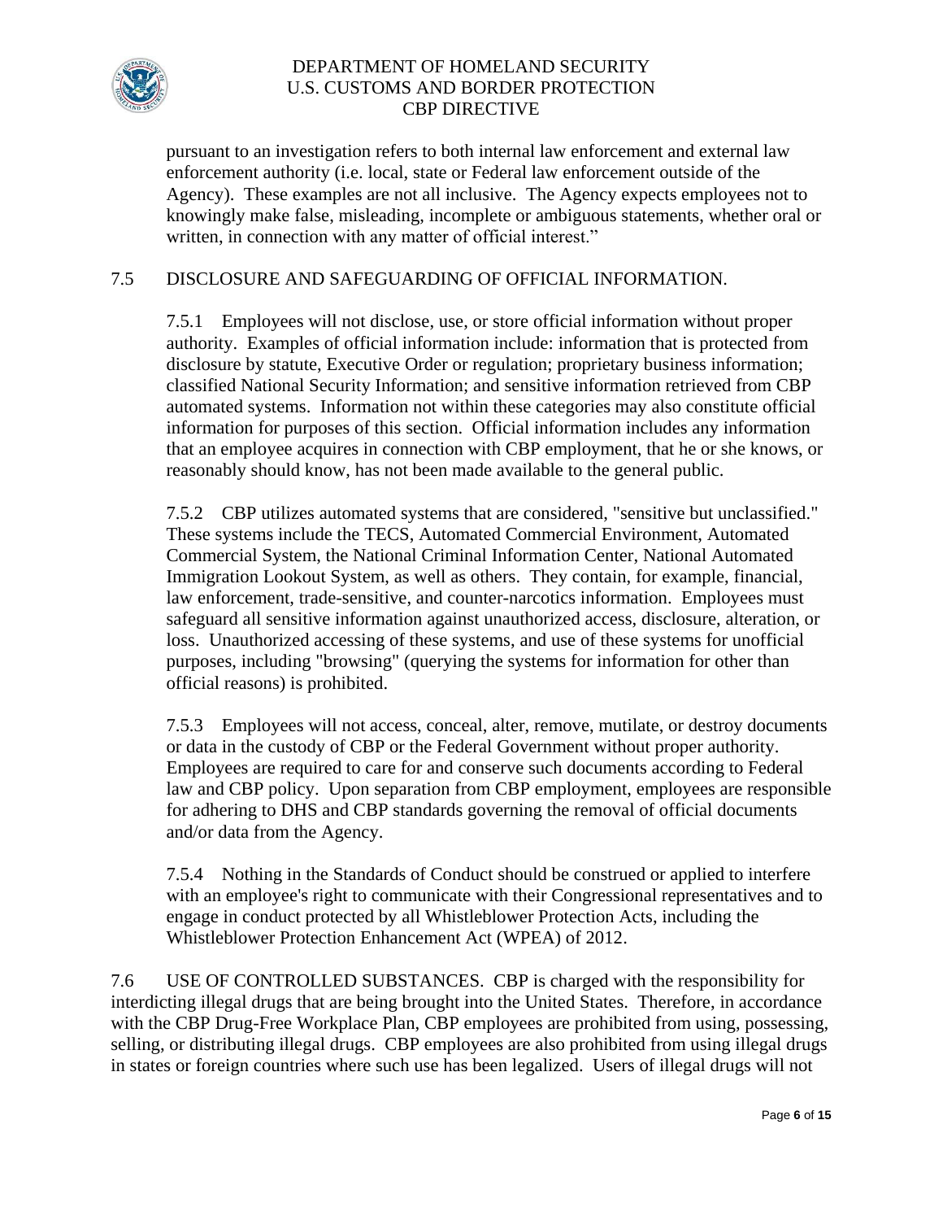pursuant to an investigation refers to both internal law enforcement and external law enforcement authority (i.e. local, state or Federal law enforcement outside of the Agency). These examples are not all inclusive. The Agency expects employees not to knowingly make false, misleading, incomplete or ambiguous statements, whether oral or written, in connection with any matter of official interest."

## 7.5 DISCLOSURE AND SAFEGUARDING OF OFFICIAL INFORMATION.

7.5.1 Employees will not disclose, use, or store official information without proper authority. Examples of official information include: information that is protected from disclosure by statute, Executive Order or regulation; proprietary business information; classified National Security Information; and sensitive information retrieved from CBP automated systems. Information not within these categories may also constitute official information for purposes of this section. Official information includes any information that an employee acquires in connection with CBP employment, that he or she knows, or reasonably should know, has not been made available to the general public.

7.5.2 CBP utilizes automated systems that are considered, "sensitive but unclassified." These systems include the TECS, Automated Commercial Environment, Automated Commercial System, the National Criminal Information Center, National Automated Immigration Lookout System, as well as others. They contain, for example, financial, law enforcement, trade-sensitive, and counter-narcotics information. Employees must safeguard all sensitive information against unauthorized access, disclosure, alteration, or loss. Unauthorized accessing of these systems, and use of these systems for unofficial purposes, including "browsing" (querying the systems for information for other than official reasons) is prohibited.

7.5.3 Employees will not access, conceal, alter, remove, mutilate, or destroy documents or data in the custody of CBP or the Federal Government without proper authority. Employees are required to care for and conserve such documents according to Federal law and CBP policy. Upon separation from CBP employment, employees are responsible for adhering to DHS and CBP standards governing the removal of official documents and/or data from the Agency.

7.5.4 Nothing in the Standards of Conduct should be construed or applied to interfere with an employee's right to communicate with their Congressional representatives and to engage in conduct protected by all Whistleblower Protection Acts, including the Whistleblower Protection Enhancement Act (WPEA) of 2012.

7.6 USE OF CONTROLLED SUBSTANCES. CBP is charged with the responsibility for interdicting illegal drugs that are being brought into the United States. Therefore, in accordance with the CBP Drug-Free Workplace Plan, CBP employees are prohibited from using, possessing, selling, or distributing illegal drugs. CBP employees are also prohibited from using illegal drugs in states or foreign countries where such use has been legalized. Users of illegal drugs will not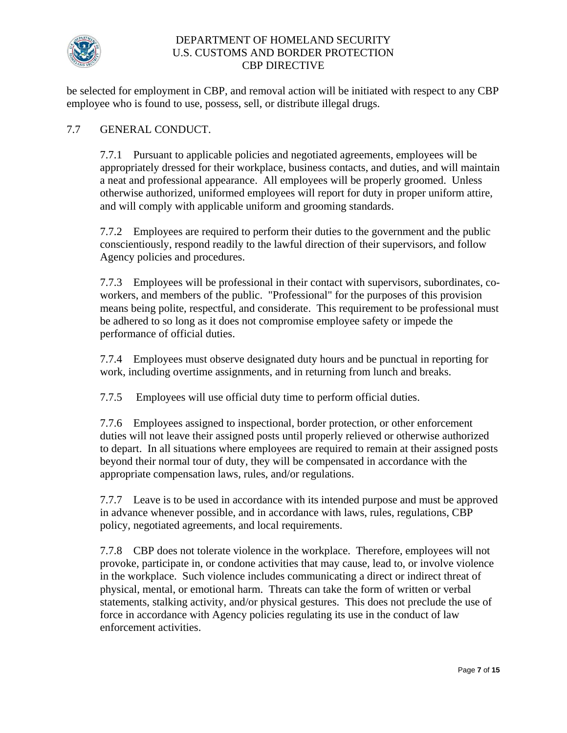be selected for employment in CBP, and removal action will be initiated with respect to any CBP employee who is found to use, possess, sell, or distribute illegal drugs.

## 7.7 GENERAL CONDUCT.

7.7.1 Pursuant to applicable policies and negotiated agreements, employees will be appropriately dressed for their workplace, business contacts, and duties, and will maintain a neat and professional appearance. All employees will be properly groomed. Unless otherwise authorized, uniformed employees will report for duty in proper uniform attire, and will comply with applicable uniform and grooming standards.

7.7.2 Employees are required to perform their duties to the government and the public conscientiously, respond readily to the lawful direction of their supervisors, and follow Agency policies and procedures.

7.7.3 Employees will be professional in their contact with supervisors, subordinates, co-workers, and members of the public. "Professional" for the purposes of this provision means being polite, respectful, and considerate. This requirement to be professional must be adhered to so long as it does not compromise employee safety or impede the performance of official duties.

7.7.4 Employees must observe designated duty hours and be punctual in reporting for work, including overtime assignments, and in returning from lunch and breaks.

7.7.5 Employees will use official duty time to perform official duties.

7.7.6 Employees assigned to inspectional, border protection, or other enforcement duties will not leave their assigned posts until properly relieved or otherwise authorized to depart. In all situations where employees are required to remain at their assigned posts beyond their normal tour of duty, they will be compensated in accordance with the appropriate compensation laws, rules, and/or regulations.

7.7.7 Leave is to be used in accordance with its intended purpose and must be approved in advance whenever possible, and in accordance with laws, rules, regulations, CBP policy, negotiated agreements, and local requirements.

7.7.8 CBP does not tolerate violence in the workplace. Therefore, employees will not provoke, participate in, or condone activities that may cause, lead to, or involve violence in the workplace. Such violence includes communicating a direct or indirect threat of physical, mental, or emotional harm. Threats can take the form of written or verbal statements, stalking activity, and/or physical gestures. This does not preclude the use of force in accordance with Agency policies regulating its use in the conduct of law enforcement activities.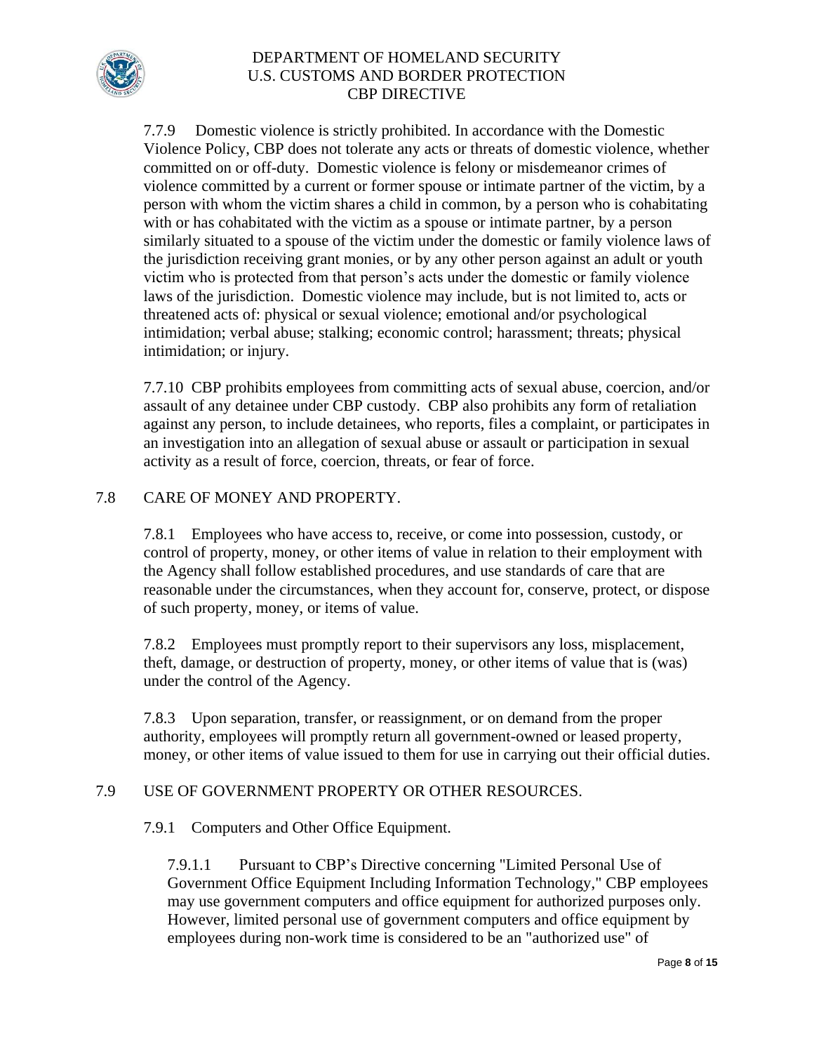7.7.9 Domestic violence is strictly prohibited. In accordance with the Domestic Violence Policy, CBP does not tolerate any acts or threats of domestic violence, whether committed on or off-duty. Domestic violence is felony or misdemeanor crimes of violence committed by a current or former spouse or intimate partner of the victim, by a person with whom the victim shares a child in common, by a person who is cohabitating with or has cohabitated with the victim as a spouse or intimate partner, by a person similarly situated to a spouse of the victim under the domestic or family violence laws of the jurisdiction receiving grant monies, or by any other person against an adult or youth victim who is protected from that person's acts under the domestic or family violence laws of the jurisdiction. Domestic violence may include, but is not limited to, acts or threatened acts of: physical or sexual violence; emotional and/or psychological intimidation; verbal abuse; stalking; economic control; harassment; threats; physical intimidation; or injury.

7.7.10 CBP prohibits employees from committing acts of sexual abuse, coercion, and/or assault of any detainee under CBP custody. CBP also prohibits any form of retaliation against any person, to include detainees, who reports, files a complaint, or participates in an investigation into an allegation of sexual abuse or assault or participation in sexual activity as a result of force, coercion, threats, or fear of force.

## 7.8 CARE OF MONEY AND PROPERTY.

7.8.1 Employees who have access to, receive, or come into possession, custody, or control of property, money, or other items of value in relation to their employment with the Agency shall follow established procedures, and use standards of care that are reasonable under the circumstances, when they account for, conserve, protect, or dispose of such property, money, or items of value.

7.8.2 Employees must promptly report to their supervisors any loss, misplacement, theft, damage, or destruction of property, money, or other items of value that is (was) under the control of the Agency.

7.8.3 Upon separation, transfer, or reassignment, or on demand from the proper authority, employees will promptly return all government-owned or leased property, money, or other items of value issued to them for use in carrying out their official duties.

## 7.9 USE OF GOVERNMENT PROPERTY OR OTHER RESOURCES.

### 7.9.1 Computers and Other Office Equipment.

7.9.1.1 Pursuant to CBP's Directive concerning "Limited Personal Use of Government Office Equipment Including Information Technology," CBP employees may use government computers and office equipment for authorized purposes only. However, limited personal use of government computers and office equipment by employees during non-work time is considered to be an "authorized use" of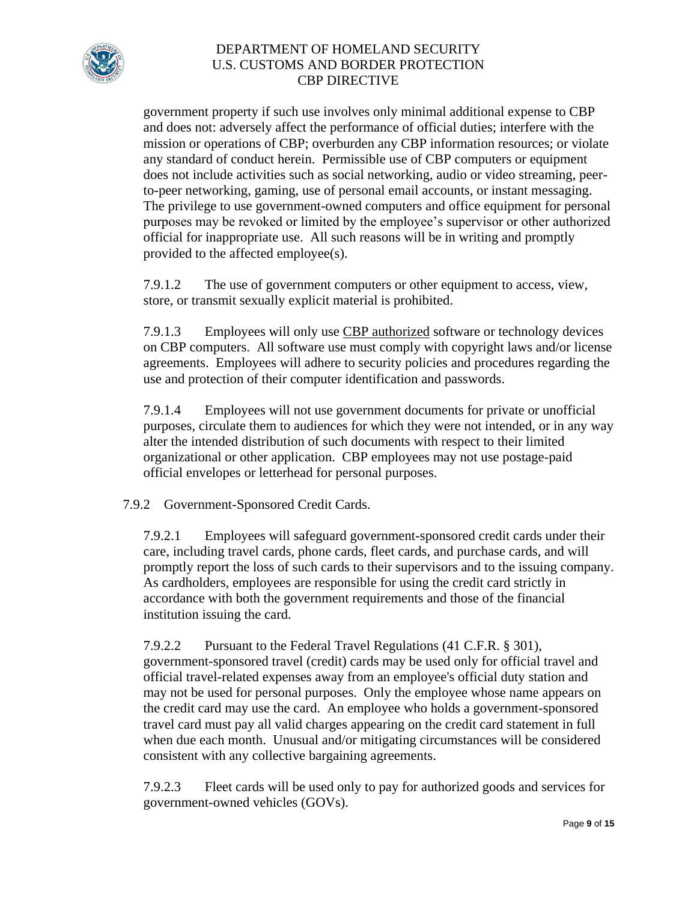government property if such use involves only minimal additional expense to CBP and does not: adversely affect the performance of official duties; interfere with the mission or operations of CBP; overburden any CBP information resources; or violate any standard of conduct herein. Permissible use of CBP computers or equipment does not include activities such as social networking, audio or video streaming, peer-to-peer networking, gaming, use of personal email accounts, or instant messaging. The privilege to use government-owned computers and office equipment for personal purposes may be revoked or limited by the employee's supervisor or other authorized official for inappropriate use. All such reasons will be in writing and promptly provided to the affected employee(s).

7.9.1.2 The use of government computers or other equipment to access, view, store, or transmit sexually explicit material is prohibited.

7.9.1.3 Employees will only use CBP authorized software or technology devices on CBP computers. All software use must comply with copyright laws and/or license agreements. Employees will adhere to security policies and procedures regarding the use and protection of their computer identification and passwords.

7.9.1.4 Employees will not use government documents for private or unofficial purposes, circulate them to audiences for which they were not intended, or in any way alter the intended distribution of such documents with respect to their limited organizational or other application. CBP employees may not use postage-paid official envelopes or letterhead for personal purposes.

7.9.2 Government-Sponsored Credit Cards.

7.9.2.1 Employees will safeguard government-sponsored credit cards under their care, including travel cards, phone cards, fleet cards, and purchase cards, and will promptly report the loss of such cards to their supervisors and to the issuing company. As cardholders, employees are responsible for using the credit card strictly in accordance with both the government requirements and those of the financial institution issuing the card.

7.9.2.2 Pursuant to the Federal Travel Regulations (41 C.F.R. § 301), government-sponsored travel (credit) cards may be used only for official travel and official travel-related expenses away from an employee's official duty station and may not be used for personal purposes. Only the employee whose name appears on the credit card may use the card. An employee who holds a government-sponsored travel card must pay all valid charges appearing on the credit card statement in full when due each month. Unusual and/or mitigating circumstances will be considered consistent with any collective bargaining agreements.

7.9.2.3 Fleet cards will be used only to pay for authorized goods and services for government-owned vehicles (GOVs).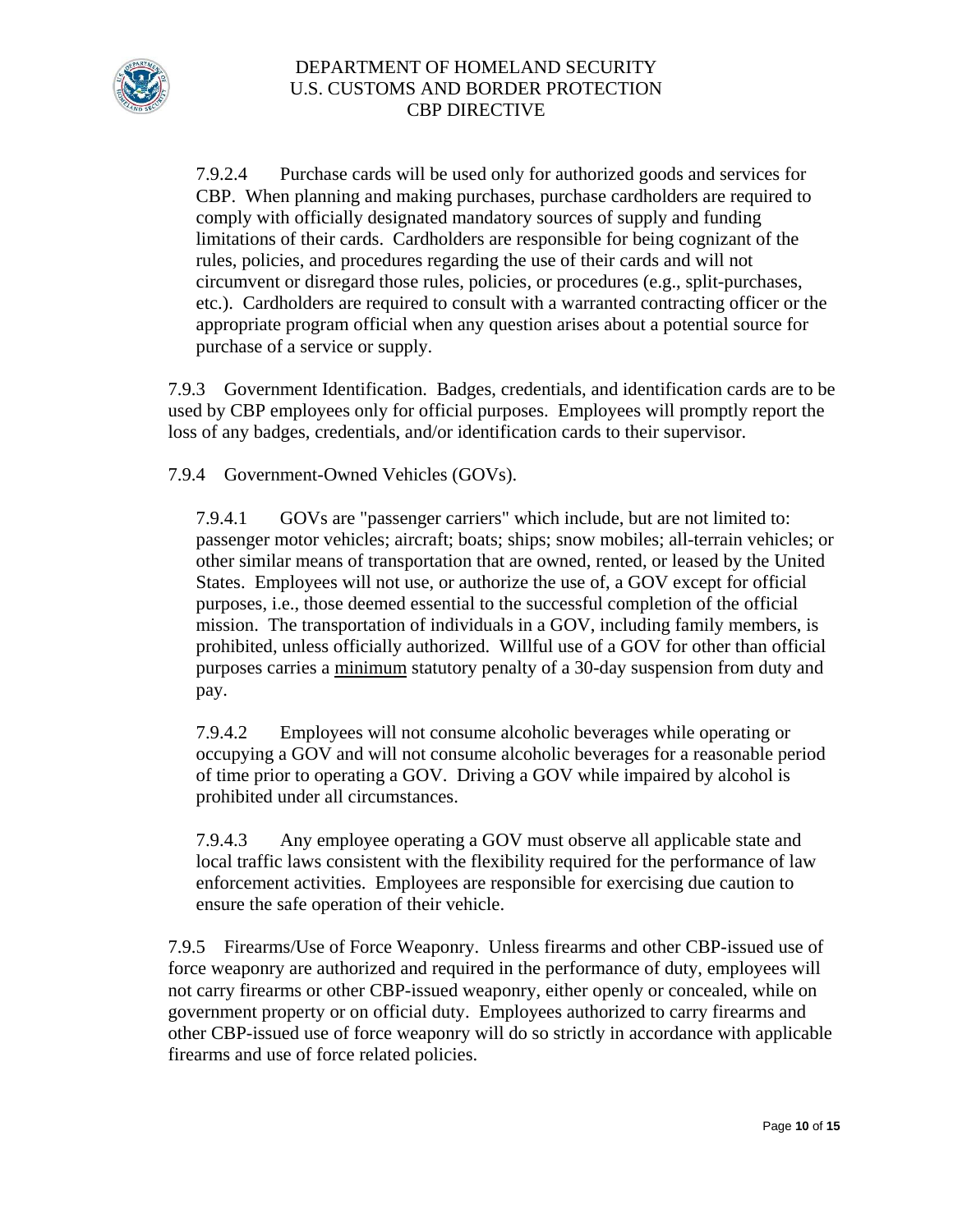7.9.2.4 Purchase cards will be used only for authorized goods and services for CBP. When planning and making purchases, purchase cardholders are required to comply with officially designated mandatory sources of supply and funding limitations of their cards. Cardholders are responsible for being cognizant of the rules, policies, and procedures regarding the use of their cards and will not circumvent or disregard those rules, policies, or procedures (e.g., split-purchases, etc.). Cardholders are required to consult with a warranted contracting officer or the appropriate program official when any question arises about a potential source for purchase of a service or supply.

7.9.3 Government Identification. Badges, credentials, and identification cards are to be used by CBP employees only for official purposes. Employees will promptly report the loss of any badges, credentials, and/or identification cards to their supervisor.

7.9.4 Government-Owned Vehicles (GOVs).

7.9.4.1 GOVs are "passenger carriers" which include, but are not limited to: passenger motor vehicles; aircraft; boats; ships; snow mobiles; all-terrain vehicles; or other similar means of transportation that are owned, rented, or leased by the United States. Employees will not use, or authorize the use of, a GOV except for official purposes, i.e., those deemed essential to the successful completion of the official mission. The transportation of individuals in a GOV, including family members, is prohibited, unless officially authorized. Willful use of a GOV for other than official purposes carries a minimum statutory penalty of a 30-day suspension from duty and pay.

7.9.4.2 Employees will not consume alcoholic beverages while operating or occupying a GOV and will not consume alcoholic beverages for a reasonable period of time prior to operating a GOV. Driving a GOV while impaired by alcohol is prohibited under all circumstances.

7.9.4.3 Any employee operating a GOV must observe all applicable state and local traffic laws consistent with the flexibility required for the performance of law enforcement activities. Employees are responsible for exercising due caution to ensure the safe operation of their vehicle.

7.9.5 Firearms/Use of Force Weaponry. Unless firearms and other CBP-issued use of force weaponry are authorized and required in the performance of duty, employees will not carry firearms or other CBP-issued weaponry, either openly or concealed, while on government property or on official duty. Employees authorized to carry firearms and other CBP-issued use of force weaponry will do so strictly in accordance with applicable firearms and use of force related policies.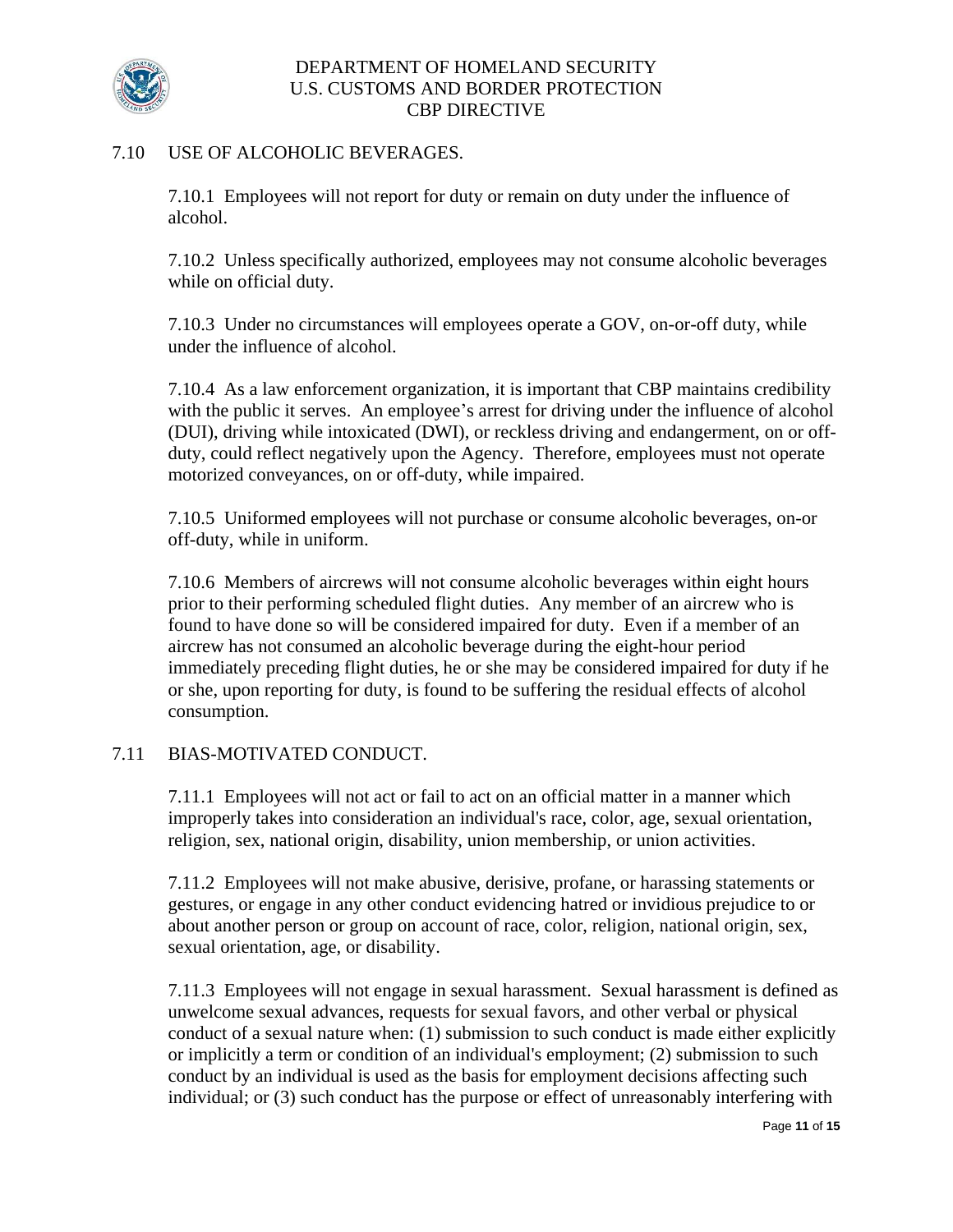## 7.10 USE OF ALCOHOLIC BEVERAGES.

7.10.1 Employees will not report for duty or remain on duty under the influence of alcohol.

7.10.2 Unless specifically authorized, employees may not consume alcoholic beverages while on official duty.

7.10.3 Under no circumstances will employees operate a GOV, on-or-off duty, while under the influence of alcohol.

7.10.4 As a law enforcement organization, it is important that CBP maintains credibility with the public it serves. An employee's arrest for driving under the influence of alcohol (DUI), driving while intoxicated (DWI), or reckless driving and endangerment, on or off-duty, could reflect negatively upon the Agency. Therefore, employees must not operate motorized conveyances, on or off-duty, while impaired.

7.10.5 Uniformed employees will not purchase or consume alcoholic beverages, on-or off-duty, while in uniform.

7.10.6 Members of aircrews will not consume alcoholic beverages within eight hours prior to their performing scheduled flight duties. Any member of an aircrew who is found to have done so will be considered impaired for duty. Even if a member of an aircrew has not consumed an alcoholic beverage during the eight-hour period immediately preceding flight duties, he or she may be considered impaired for duty if he or she, upon reporting for duty, is found to be suffering the residual effects of alcohol consumption.

## 7.11 BIAS-MOTIVATED CONDUCT.

7.11.1 Employees will not act or fail to act on an official matter in a manner which improperly takes into consideration an individual's race, color, age, sexual orientation, religion, sex, national origin, disability, union membership, or union activities.

7.11.2 Employees will not make abusive, derisive, profane, or harassing statements or gestures, or engage in any other conduct evidencing hatred or invidious prejudice to or about another person or group on account of race, color, religion, national origin, sex, sexual orientation, age, or disability.

7.11.3 Employees will not engage in sexual harassment. Sexual harassment is defined as unwelcome sexual advances, requests for sexual favors, and other verbal or physical conduct of a sexual nature when: (1) submission to such conduct is made either explicitly or implicitly a term or condition of an individual's employment; (2) submission to such conduct by an individual is used as the basis for employment decisions affecting such individual; or (3) such conduct has the purpose or effect of unreasonably interfering with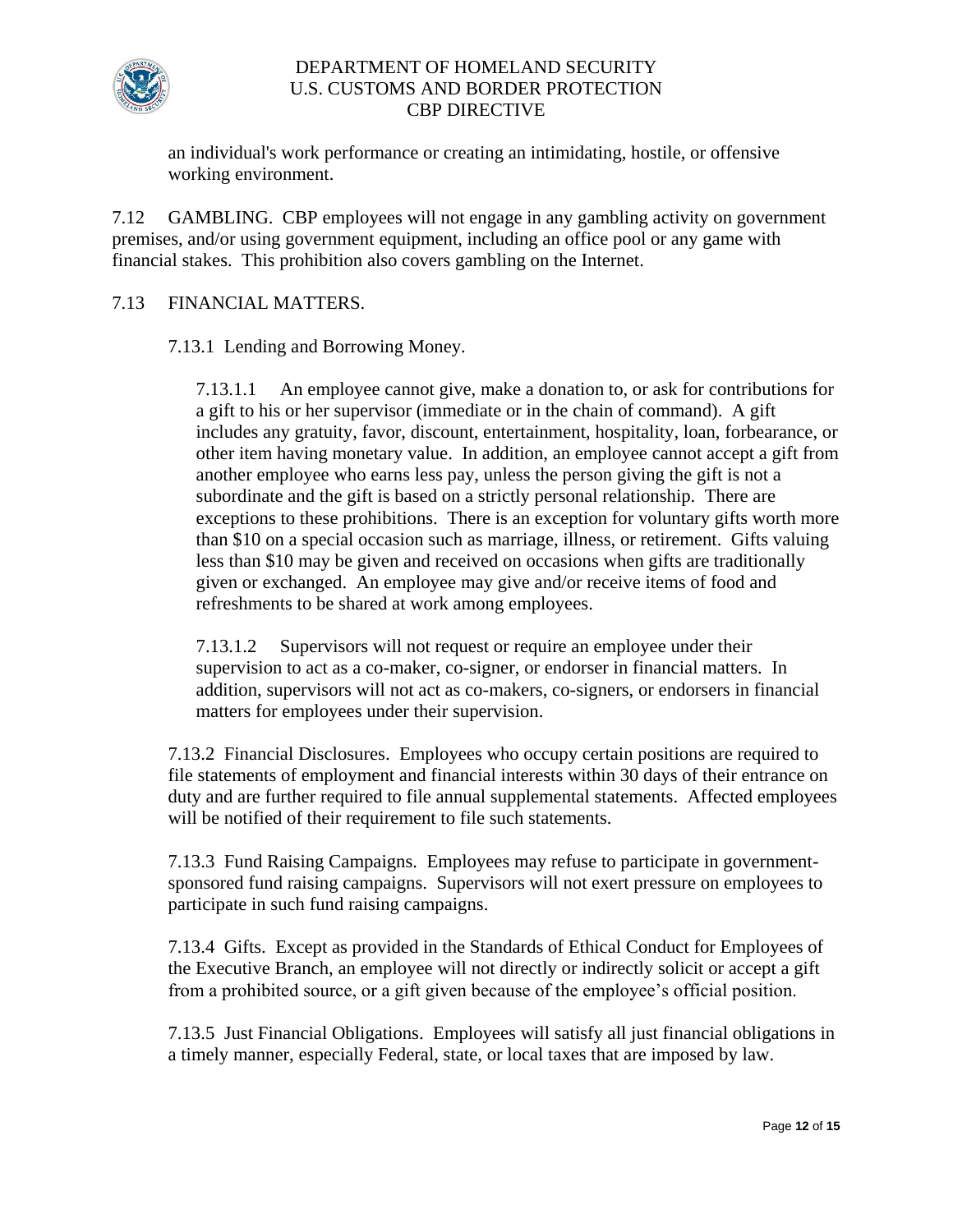an individual's work performance or creating an intimidating, hostile, or offensive working environment.

7.12 GAMBLING. CBP employees will not engage in any gambling activity on government premises, and/or using government equipment, including an office pool or any game with financial stakes. This prohibition also covers gambling on the Internet.

7.13 FINANCIAL MATTERS.

7.13.1 Lending and Borrowing Money.

7.13.1.1 An employee cannot give, make a donation to, or ask for contributions for a gift to his or her supervisor (immediate or in the chain of command). A gift includes any gratuity, favor, discount, entertainment, hospitality, loan, forbearance, or other item having monetary value. In addition, an employee cannot accept a gift from another employee who earns less pay, unless the person giving the gift is not a subordinate and the gift is based on a strictly personal relationship. There are exceptions to these prohibitions. There is an exception for voluntary gifts worth more than $10 on a special occasion such as marriage, illness, or retirement. Gifts valuing less than $10 may be given and received on occasions when gifts are traditionally given or exchanged. An employee may give and/or receive items of food and refreshments to be shared at work among employees.

7.13.1.2 Supervisors will not request or require an employee under their supervision to act as a co-maker, co-signer, or endorser in financial matters. In addition, supervisors will not act as co-makers, co-signers, or endorsers in financial matters for employees under their supervision.

7.13.2 Financial Disclosures. Employees who occupy certain positions are required to file statements of employment and financial interests within 30 days of their entrance on duty and are further required to file annual supplemental statements. Affected employees will be notified of their requirement to file such statements.

7.13.3 Fund Raising Campaigns. Employees may refuse to participate in government-sponsored fund raising campaigns. Supervisors will not exert pressure on employees to participate in such fund raising campaigns.

7.13.4 Gifts. Except as provided in the Standards of Ethical Conduct for Employees of the Executive Branch, an employee will not directly or indirectly solicit or accept a gift from a prohibited source, or a gift given because of the employee’s official position.

7.13.5 Just Financial Obligations. Employees will satisfy all just financial obligations in a timely manner, especially Federal, state, or local taxes that are imposed by law.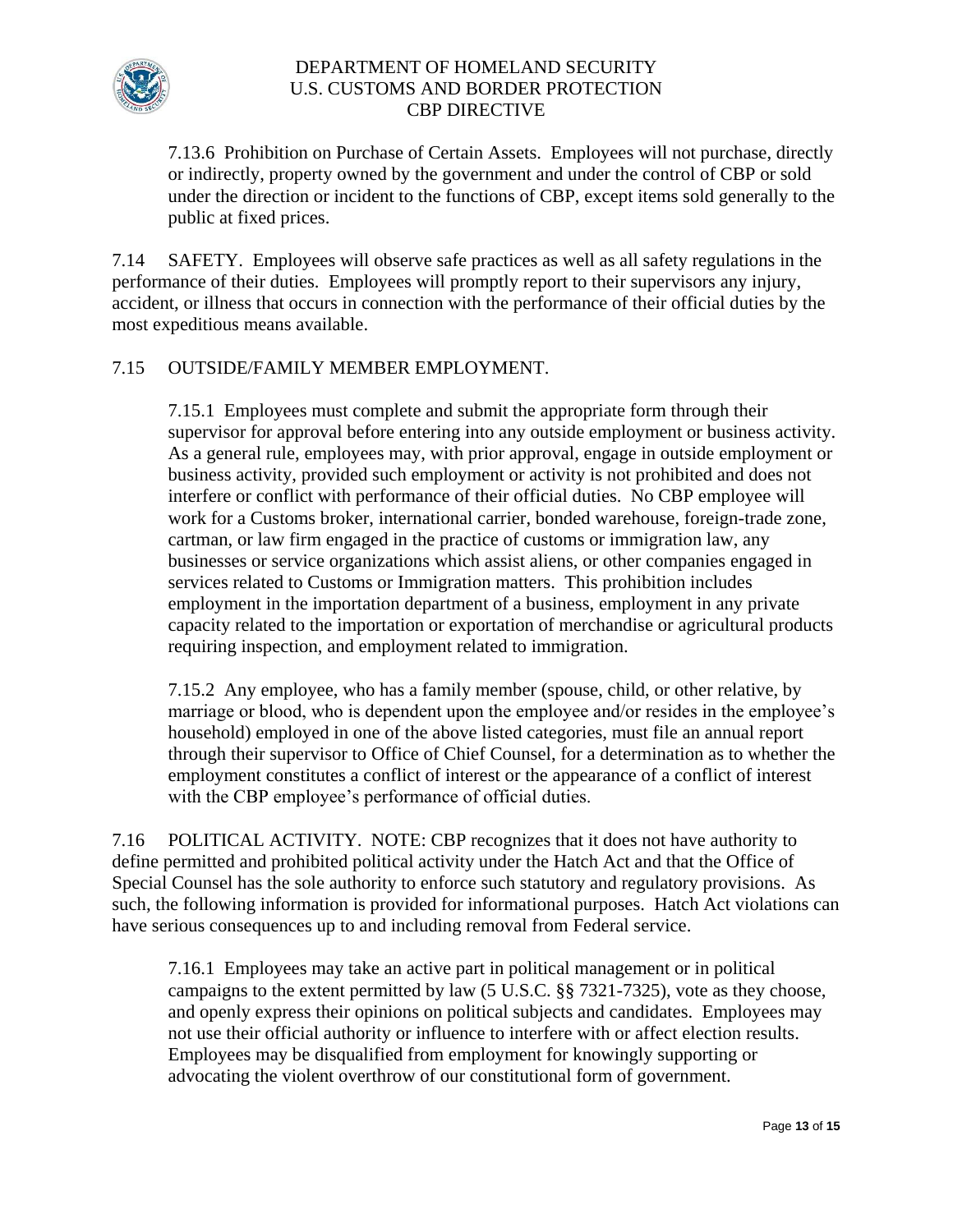7.13.6 Prohibition on Purchase of Certain Assets. Employees will not purchase, directly or indirectly, property owned by the government and under the control of CBP or sold under the direction or incident to the functions of CBP, except items sold generally to the public at fixed prices.

7.14 SAFETY. Employees will observe safe practices as well as all safety regulations in the performance of their duties. Employees will promptly report to their supervisors any injury, accident, or illness that occurs in connection with the performance of their official duties by the most expeditious means available.

7.15 OUTSIDE/FAMILY MEMBER EMPLOYMENT.

7.15.1 Employees must complete and submit the appropriate form through their supervisor for approval before entering into any outside employment or business activity. As a general rule, employees may, with prior approval, engage in outside employment or business activity, provided such employment or activity is not prohibited and does not interfere or conflict with performance of their official duties. No CBP employee will work for a Customs broker, international carrier, bonded warehouse, foreign-trade zone, cartman, or law firm engaged in the practice of customs or immigration law, any businesses or service organizations which assist aliens, or other companies engaged in services related to Customs or Immigration matters. This prohibition includes employment in the importation department of a business, employment in any private capacity related to the importation or exportation of merchandise or agricultural products requiring inspection, and employment related to immigration.

7.15.2 Any employee, who has a family member (spouse, child, or other relative, by marriage or blood, who is dependent upon the employee and/or resides in the employee's household) employed in one of the above listed categories, must file an annual report through their supervisor to Office of Chief Counsel, for a determination as to whether the employment constitutes a conflict of interest or the appearance of a conflict of interest with the CBP employee's performance of official duties.

7.16 POLITICAL ACTIVITY. NOTE: CBP recognizes that it does not have authority to define permitted and prohibited political activity under the Hatch Act and that the Office of Special Counsel has the sole authority to enforce such statutory and regulatory provisions. As such, the following information is provided for informational purposes. Hatch Act violations can have serious consequences up to and including removal from Federal service.

7.16.1 Employees may take an active part in political management or in political campaigns to the extent permitted by law (5 U.S.C. §§ 7321-7325), vote as they choose, and openly express their opinions on political subjects and candidates. Employees may not use their official authority or influence to interfere with or affect election results. Employees may be disqualified from employment for knowingly supporting or advocating the violent overthrow of our constitutional form of government.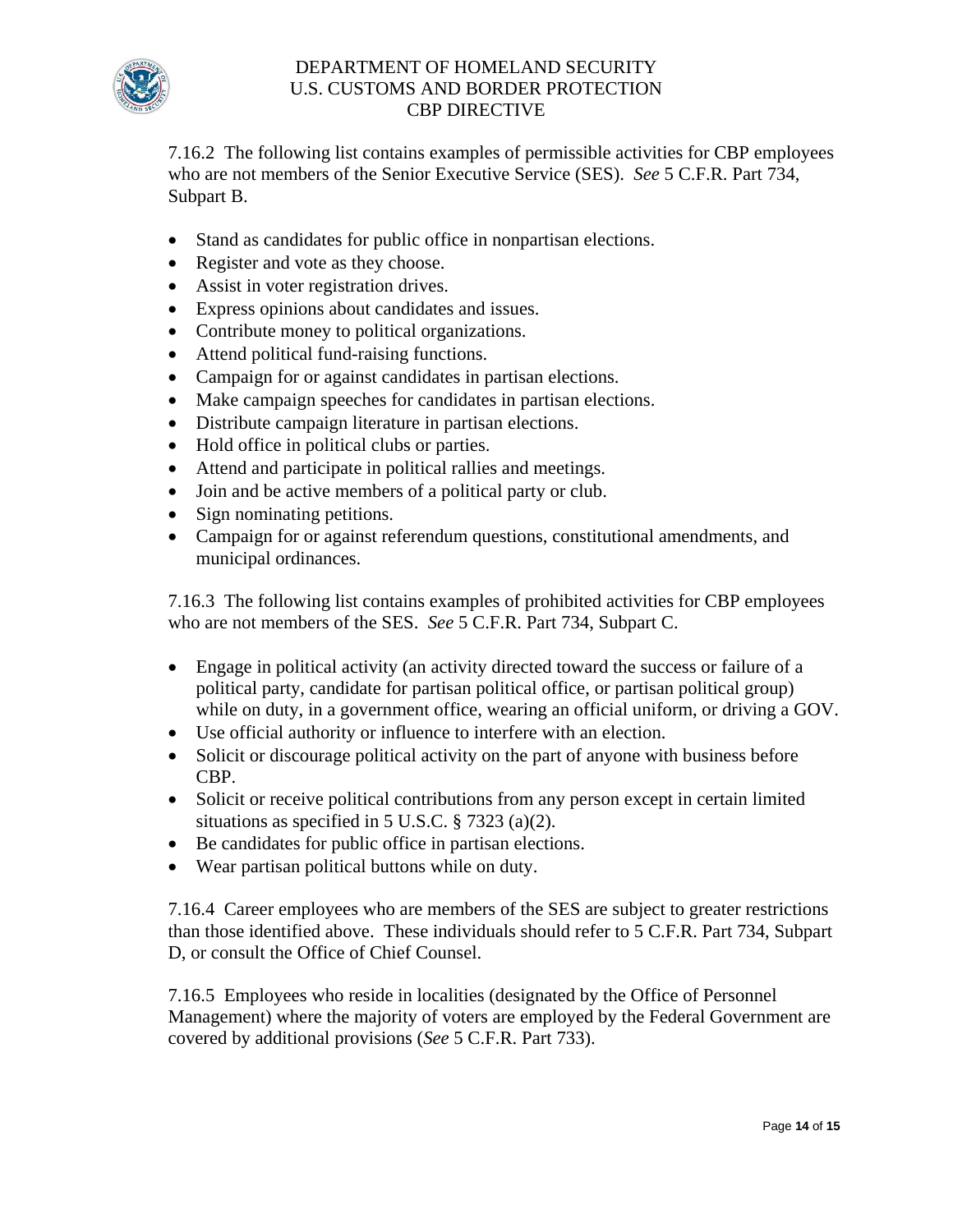7.16.2 The following list contains examples of permissible activities for CBP employees who are not members of the Senior Executive Service (SES). *See* 5 C.F.R. Part 734, Subpart B.

- Stand as candidates for public office in nonpartisan elections.
- Register and vote as they choose.
- Assist in voter registration drives.
- Express opinions about candidates and issues.
- Contribute money to political organizations.
- Attend political fund-raising functions.
- Campaign for or against candidates in partisan elections.
- Make campaign speeches for candidates in partisan elections.
- Distribute campaign literature in partisan elections.
- Hold office in political clubs or parties.
- Attend and participate in political rallies and meetings.
- Join and be active members of a political party or club.
- Sign nominating petitions.
- Campaign for or against referendum questions, constitutional amendments, and municipal ordinances.

7.16.3 The following list contains examples of prohibited activities for CBP employees who are not members of the SES. *See* 5 C.F.R. Part 734, Subpart C.

- Engage in political activity (an activity directed toward the success or failure of a political party, candidate for partisan political office, or partisan political group) while on duty, in a government office, wearing an official uniform, or driving a GOV.
- Use official authority or influence to interfere with an election.
- Solicit or discourage political activity on the part of anyone with business before CBP.
- Solicit or receive political contributions from any person except in certain limited situations as specified in 5 U.S.C. § 7323 (a)(2).
- Be candidates for public office in partisan elections.
- Wear partisan political buttons while on duty.

7.16.4 Career employees who are members of the SES are subject to greater restrictions than those identified above. These individuals should refer to 5 C.F.R. Part 734, Subpart D, or consult the Office of Chief Counsel.

7.16.5 Employees who reside in localities (designated by the Office of Personnel Management) where the majority of voters are employed by the Federal Government are covered by additional provisions (*See* 5 C.F.R. Part 733).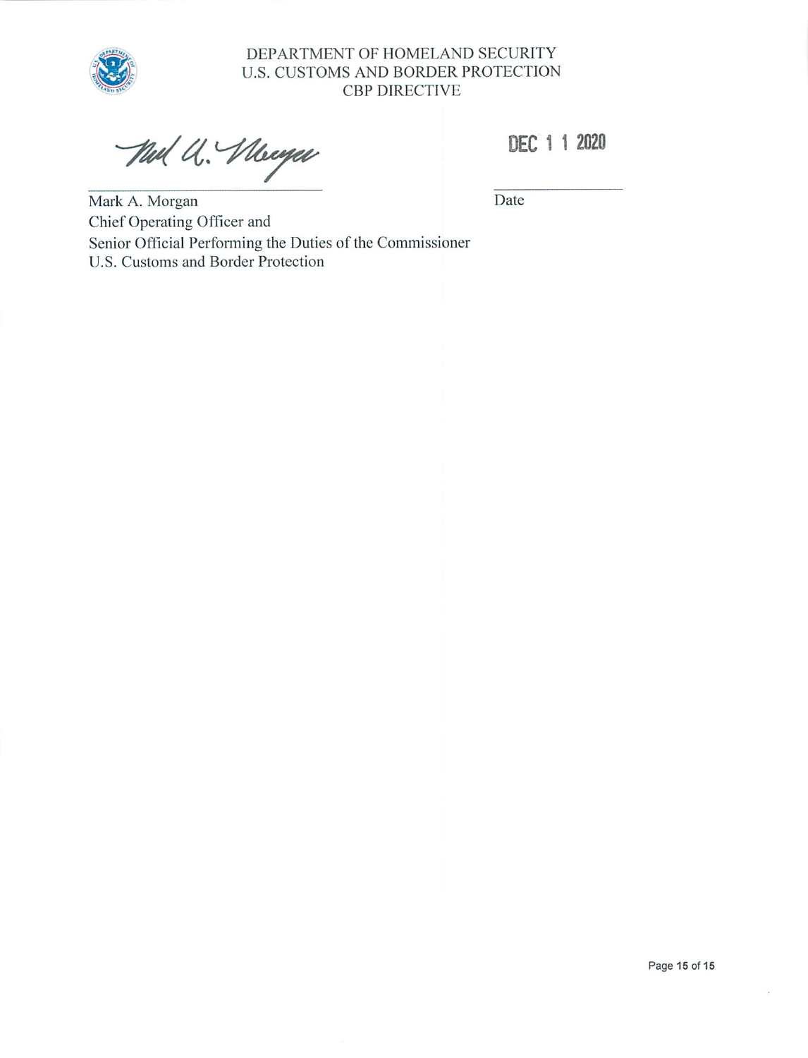DEPARTMENT OF HOMELAND SECURITY
U.S. CUSTOMS AND BORDER PROTECTION
CBP DIRECTIVE

Mark A. Morgan
Chief Operating Officer and
Senior Official Performing the Duties of the Commissioner
U.S. Customs and Border Protection

DEC 1 1 2020

Date